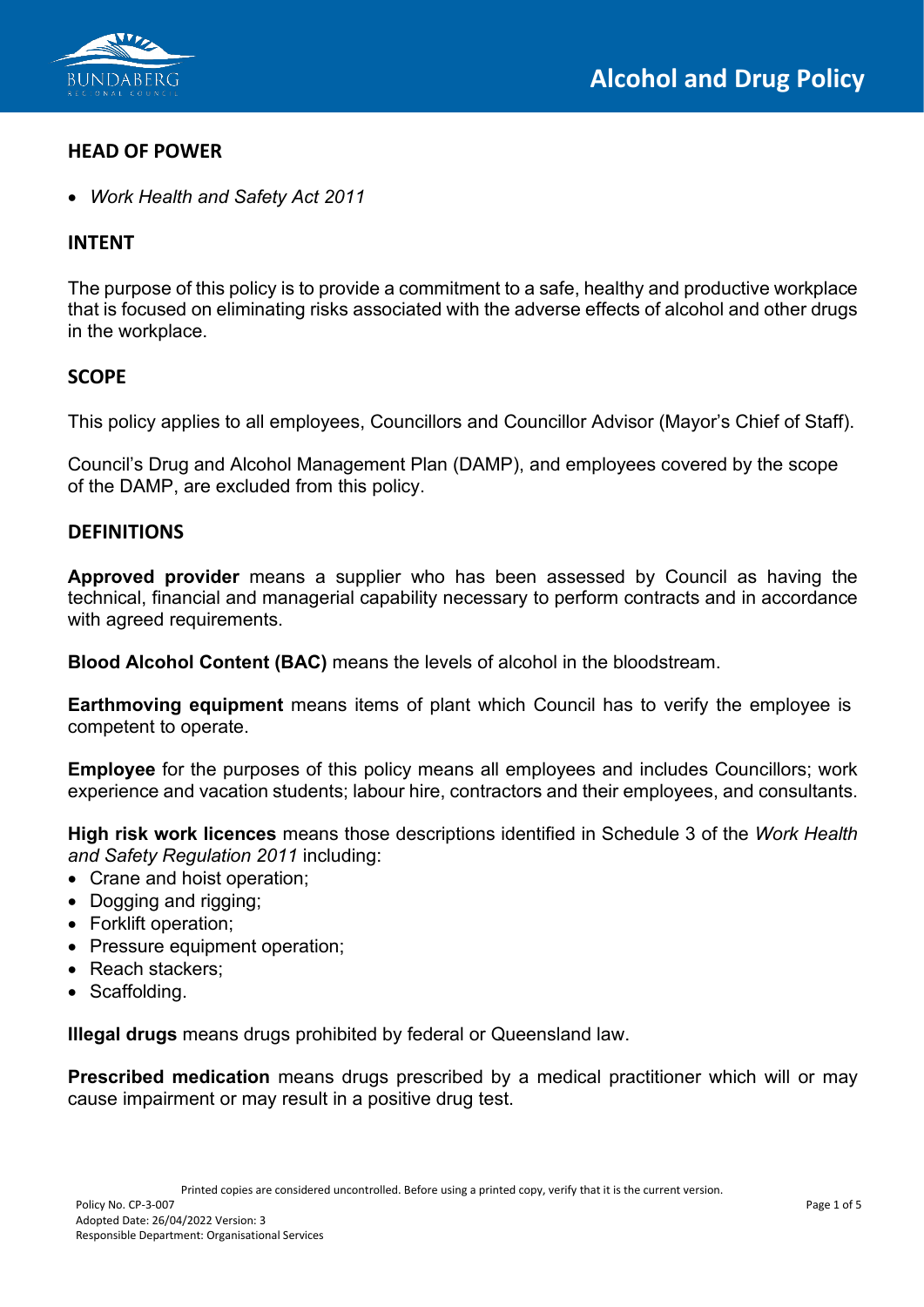# Alcohol and Drug Policy

## HEAD OF POWER

- *Work Health and Safety Act 2011*

## INTENT

The purpose of this policy is to provide a commitment to a safe, healthy and productive workplace that is focused on eliminating risks associated with the adverse effects of alcohol and other drugs in the workplace.

## SCOPE

This policy applies to all employees, Councillors and Councillor Advisor (Mayor's Chief of Staff).

Council's Drug and Alcohol Management Plan (DAMP), and employees covered by the scope of the DAMP, are excluded from this policy.

## DEFINITIONS

**Approved provider** means a supplier who has been assessed by Council as having the technical, financial and managerial capability necessary to perform contracts and in accordance with agreed requirements.

**Blood Alcohol Content (BAC)** means the levels of alcohol in the bloodstream.

**Earthmoving equipment** means items of plant which Council has to verify the employee is competent to operate.

**Employee** for the purposes of this policy means all employees and includes Councillors; work experience and vacation students; labour hire, contractors and their employees, and consultants.

**High risk work licences** means those descriptions identified in Schedule 3 of the *Work Health and Safety Regulation 2011* including:

- Crane and hoist operation;
- Dogging and rigging;
- Forklift operation;
- Pressure equipment operation;
- Reach stackers;
- Scaffolding.

**Illegal drugs** means drugs prohibited by federal or Queensland law.

**Prescribed medication** means drugs prescribed by a medical practitioner which will or may cause impairment or may result in a positive drug test.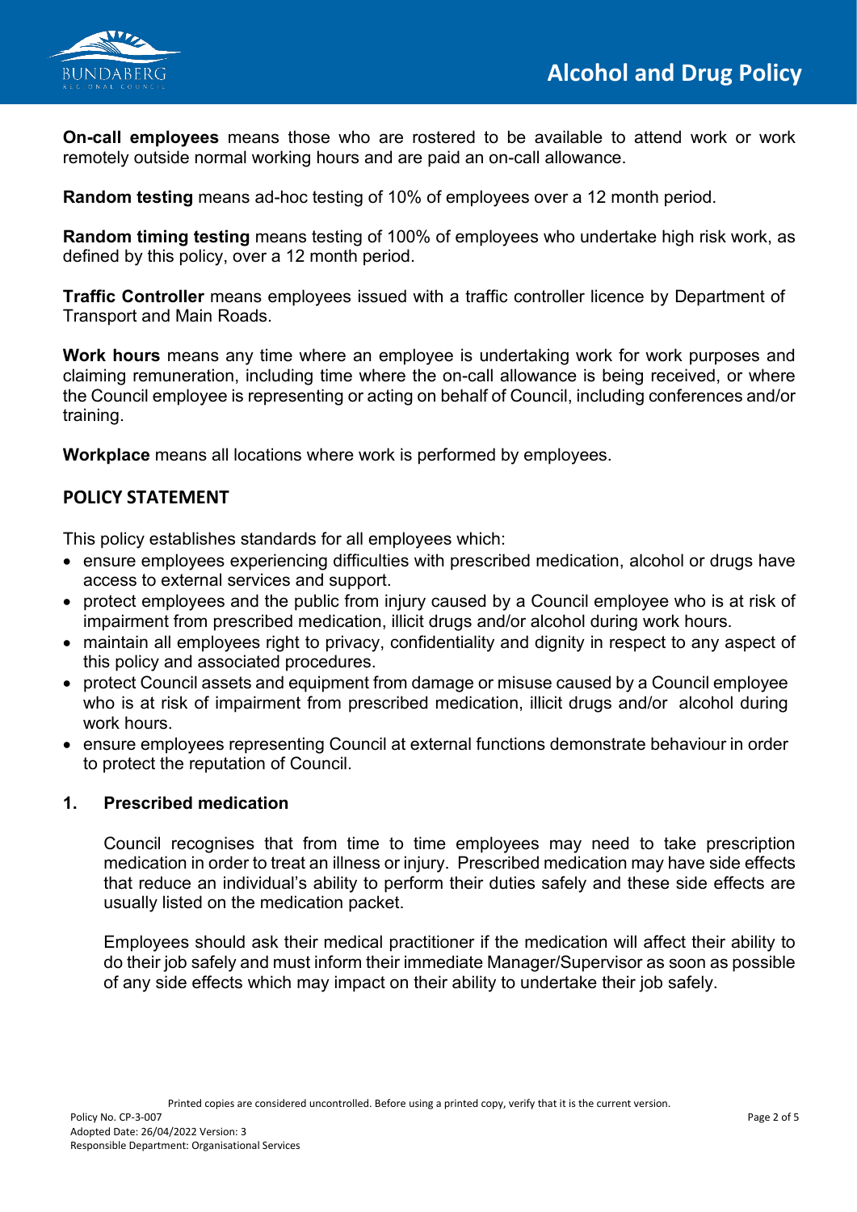**On-call employees** means those who are rostered to be available to attend work or work remotely outside normal working hours and are paid an on-call allowance.

**Random testing** means ad-hoc testing of 10% of employees over a 12 month period.

**Random timing testing** means testing of 100% of employees who undertake high risk work, as defined by this policy, over a 12 month period.

**Traffic Controller** means employees issued with a traffic controller licence by Department of Transport and Main Roads.

**Work hours** means any time where an employee is undertaking work for work purposes and claiming remuneration, including time where the on-call allowance is being received, or where the Council employee is representing or acting on behalf of Council, including conferences and/or training.

**Workplace** means all locations where work is performed by employees.

## POLICY STATEMENT

This policy establishes standards for all employees which:

- ensure employees experiencing difficulties with prescribed medication, alcohol or drugs have access to external services and support.
- protect employees and the public from injury caused by a Council employee who is at risk of impairment from prescribed medication, illicit drugs and/or alcohol during work hours.
- maintain all employees right to privacy, confidentiality and dignity in respect to any aspect of this policy and associated procedures.
- protect Council assets and equipment from damage or misuse caused by a Council employee who is at risk of impairment from prescribed medication, illicit drugs and/or alcohol during work hours.
- ensure employees representing Council at external functions demonstrate behaviour in order to protect the reputation of Council.

### 1. Prescribed medication

Council recognises that from time to time employees may need to take prescription medication in order to treat an illness or injury. Prescribed medication may have side effects that reduce an individual's ability to perform their duties safely and these side effects are usually listed on the medication packet.

Employees should ask their medical practitioner if the medication will affect their ability to do their job safely and must inform their immediate Manager/Supervisor as soon as possible of any side effects which may impact on their ability to undertake their job safely.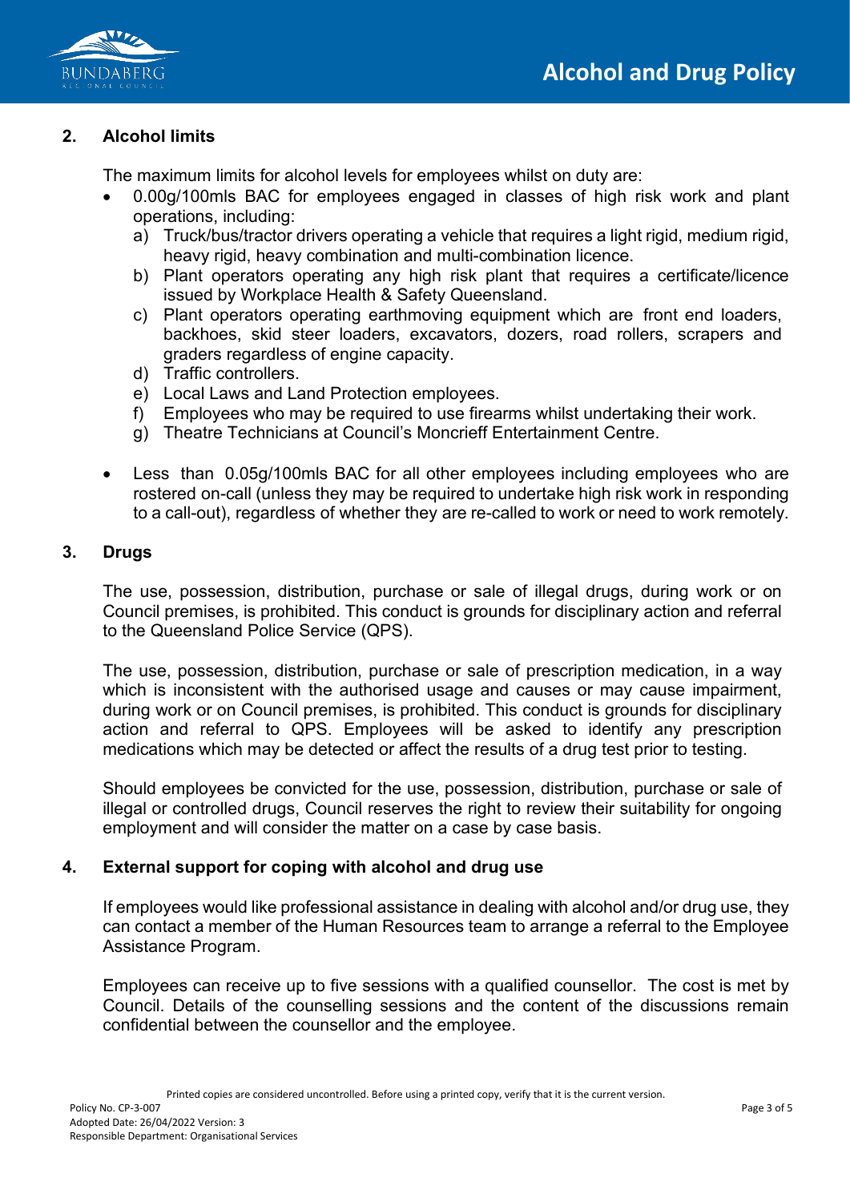## 2. Alcohol limits

The maximum limits for alcohol levels for employees whilst on duty are:

- 0.00g/100mls BAC for employees engaged in classes of high risk work and plant operations, including:
  a) Truck/bus/tractor drivers operating a vehicle that requires a light rigid, medium rigid, heavy rigid, heavy combination and multi-combination licence.
  b) Plant operators operating any high risk plant that requires a certificate/licence issued by Workplace Health & Safety Queensland.
  c) Plant operators operating earthmoving equipment which are front end loaders, backhoes, skid steer loaders, excavators, dozers, road rollers, scrapers and graders regardless of engine capacity.
  d) Traffic controllers.
  e) Local Laws and Land Protection employees.
  f) Employees who may be required to use firearms whilst undertaking their work.
  g) Theatre Technicians at Council's Moncrieff Entertainment Centre.

- Less than 0.05g/100mls BAC for all other employees including employees who are rostered on-call (unless they may be required to undertake high risk work in responding to a call-out), regardless of whether they are re-called to work or need to work remotely.

## 3. Drugs

The use, possession, distribution, purchase or sale of illegal drugs, during work or on Council premises, is prohibited. This conduct is grounds for disciplinary action and referral to the Queensland Police Service (QPS).

The use, possession, distribution, purchase or sale of prescription medication, in a way which is inconsistent with the authorised usage and causes or may cause impairment, during work or on Council premises, is prohibited. This conduct is grounds for disciplinary action and referral to QPS. Employees will be asked to identify any prescription medications which may be detected or affect the results of a drug test prior to testing.

Should employees be convicted for the use, possession, distribution, purchase or sale of illegal or controlled drugs, Council reserves the right to review their suitability for ongoing employment and will consider the matter on a case by case basis.

## 4. External support for coping with alcohol and drug use

If employees would like professional assistance in dealing with alcohol and/or drug use, they can contact a member of the Human Resources team to arrange a referral to the Employee Assistance Program.

Employees can receive up to five sessions with a qualified counsellor. The cost is met by Council. Details of the counselling sessions and the content of the discussions remain confidential between the counsellor and the employee.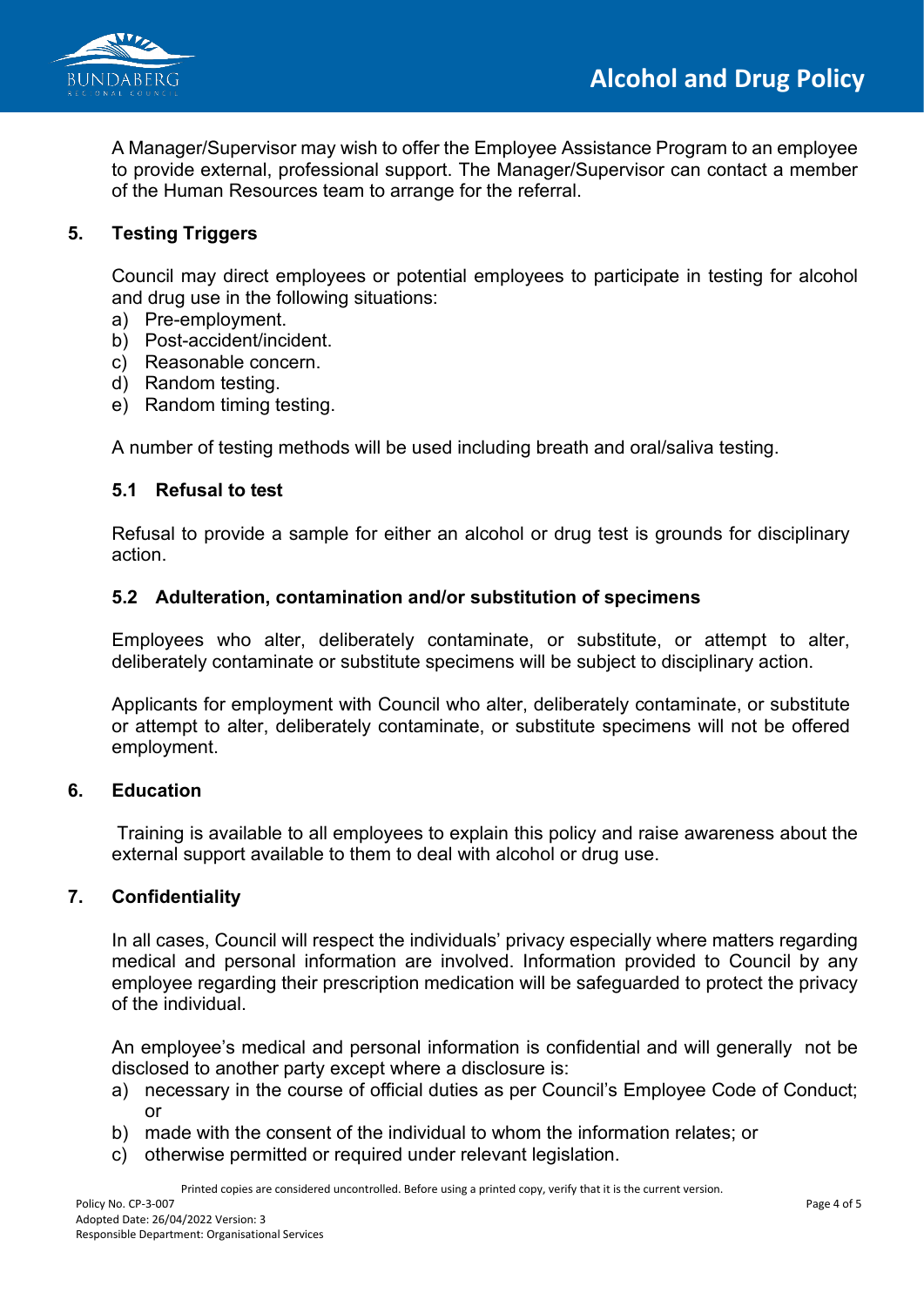A Manager/Supervisor may wish to offer the Employee Assistance Program to an employee to provide external, professional support. The Manager/Supervisor can contact a member of the Human Resources team to arrange for the referral.

## 5. Testing Triggers

Council may direct employees or potential employees to participate in testing for alcohol and drug use in the following situations:

a) Pre-employment.
b) Post-accident/incident.
c) Reasonable concern.
d) Random testing.
e) Random timing testing.

A number of testing methods will be used including breath and oral/saliva testing.

### 5.1 Refusal to test

Refusal to provide a sample for either an alcohol or drug test is grounds for disciplinary action.

### 5.2 Adulteration, contamination and/or substitution of specimens

Employees who alter, deliberately contaminate, or substitute, or attempt to alter, deliberately contaminate or substitute specimens will be subject to disciplinary action.

Applicants for employment with Council who alter, deliberately contaminate, or substitute or attempt to alter, deliberately contaminate, or substitute specimens will not be offered employment.

## 6. Education

Training is available to all employees to explain this policy and raise awareness about the external support available to them to deal with alcohol or drug use.

## 7. Confidentiality

In all cases, Council will respect the individuals' privacy especially where matters regarding medical and personal information are involved. Information provided to Council by any employee regarding their prescription medication will be safeguarded to protect the privacy of the individual.

An employee's medical and personal information is confidential and will generally not be disclosed to another party except where a disclosure is:

a) necessary in the course of official duties as per Council's Employee Code of Conduct; or
b) made with the consent of the individual to whom the information relates; or
c) otherwise permitted or required under relevant legislation.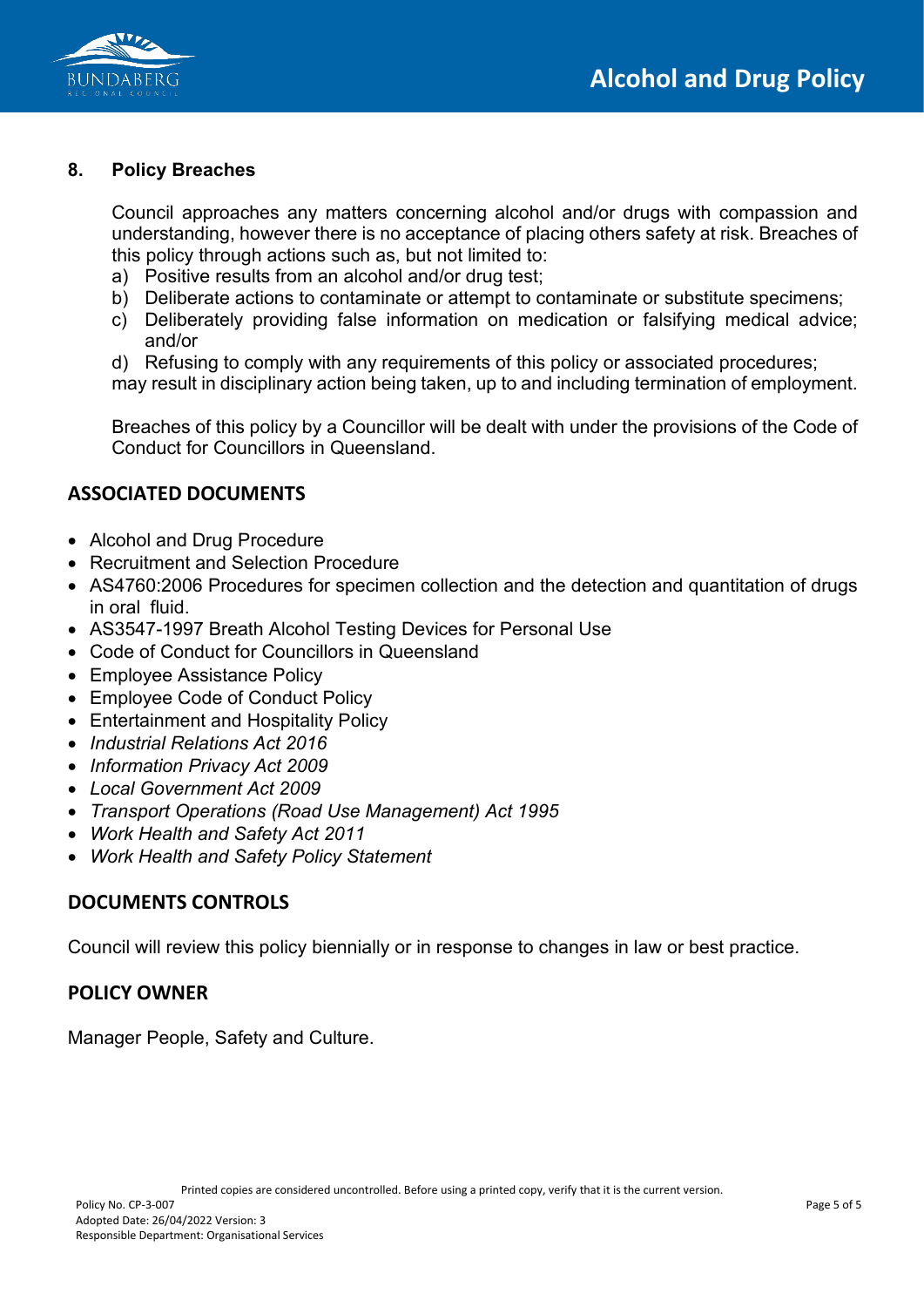## 8. Policy Breaches

Council approaches any matters concerning alcohol and/or drugs with compassion and understanding, however there is no acceptance of placing others safety at risk. Breaches of this policy through actions such as, but not limited to:

a) Positive results from an alcohol and/or drug test;
b) Deliberate actions to contaminate or attempt to contaminate or substitute specimens;
c) Deliberately providing false information on medication or falsifying medical advice; and/or
d) Refusing to comply with any requirements of this policy or associated procedures;

may result in disciplinary action being taken, up to and including termination of employment.

Breaches of this policy by a Councillor will be dealt with under the provisions of the Code of Conduct for Councillors in Queensland.

## ASSOCIATED DOCUMENTS

- Alcohol and Drug Procedure
- Recruitment and Selection Procedure
- AS4760:2006 Procedures for specimen collection and the detection and quantitation of drugs in oral fluid.
- AS3547-1997 Breath Alcohol Testing Devices for Personal Use
- Code of Conduct for Councillors in Queensland
- Employee Assistance Policy
- Employee Code of Conduct Policy
- Entertainment and Hospitality Policy
- *Industrial Relations Act 2016*
- *Information Privacy Act 2009*
- *Local Government Act 2009*
- *Transport Operations (Road Use Management) Act 1995*
- *Work Health and Safety Act 2011*
- *Work Health and Safety Policy Statement*

## DOCUMENTS CONTROLS

Council will review this policy biennially or in response to changes in law or best practice.

## POLICY OWNER

Manager People, Safety and Culture.